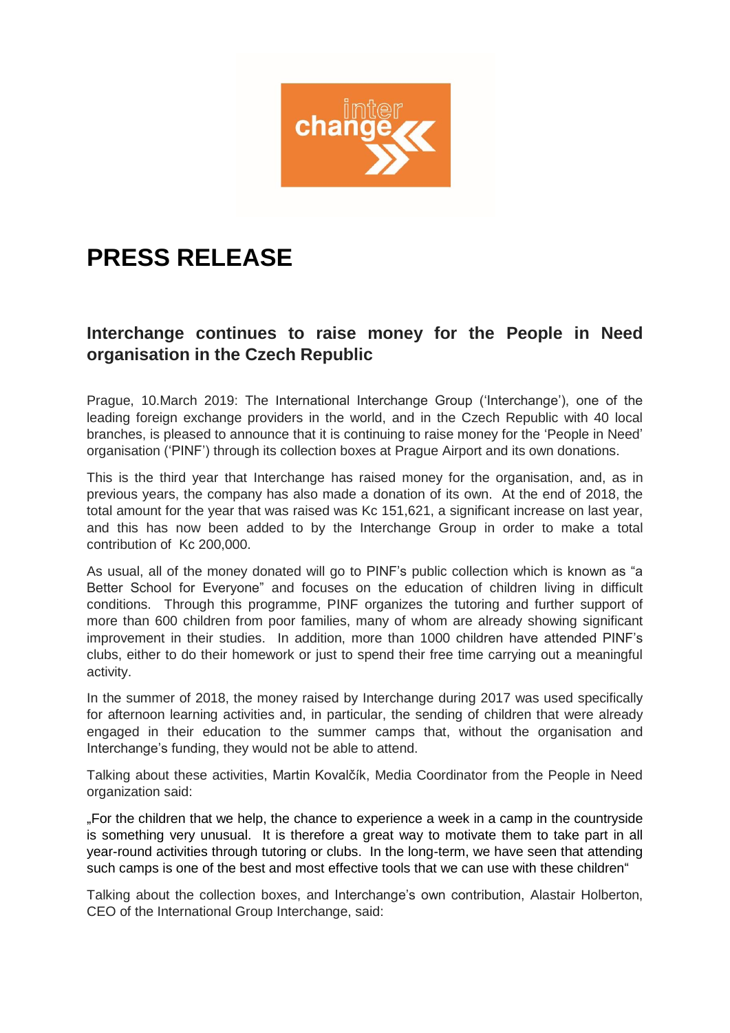# PRESS RELEASE

## Interchange continues to raise money for the People in Need organisation in the Czech Republic

Prague, 10.March 2019: The International Interchange Group ('Interchange'), one of the leading foreign exchange providers in the world, and in the Czech Republic with 40 local branches, is pleased to announce that it is continuing to raise money for the 'People in Need' organisation ('PINF') through its collection boxes at Prague Airport and its own donations.

This is the third year that Interchange has raised money for the organisation, and, as in previous years, the company has also made a donation of its own. At the end of 2018, the total amount for the year that was raised was Kc 151,621, a significant increase on last year, and this has now been added to by the Interchange Group in order to make a total contribution of Kc 200,000.

As usual, all of the money donated will go to PINF's public collection which is known as "a Better School for Everyone" and focuses on the education of children living in difficult conditions. Through this programme, PINF organizes the tutoring and further support of more than 600 children from poor families, many of whom are already showing significant improvement in their studies. In addition, more than 1000 children have attended PINF's clubs, either to do their homework or just to spend their free time carrying out a meaningful activity.

In the summer of 2018, the money raised by Interchange during 2017 was used specifically for afternoon learning activities and, in particular, the sending of children that were already engaged in their education to the summer camps that, without the organisation and Interchange's funding, they would not be able to attend.

Talking about these activities, Martin Kovalčík, Media Coordinator from the People in Need organization said:

„For the children that we help, the chance to experience a week in a camp in the countryside is something very unusual. It is therefore a great way to motivate them to take part in all year-round activities through tutoring or clubs. In the long-term, we have seen that attending such camps is one of the best and most effective tools that we can use with these children"

Talking about the collection boxes, and Interchange's own contribution, Alastair Holberton, CEO of the International Group Interchange, said: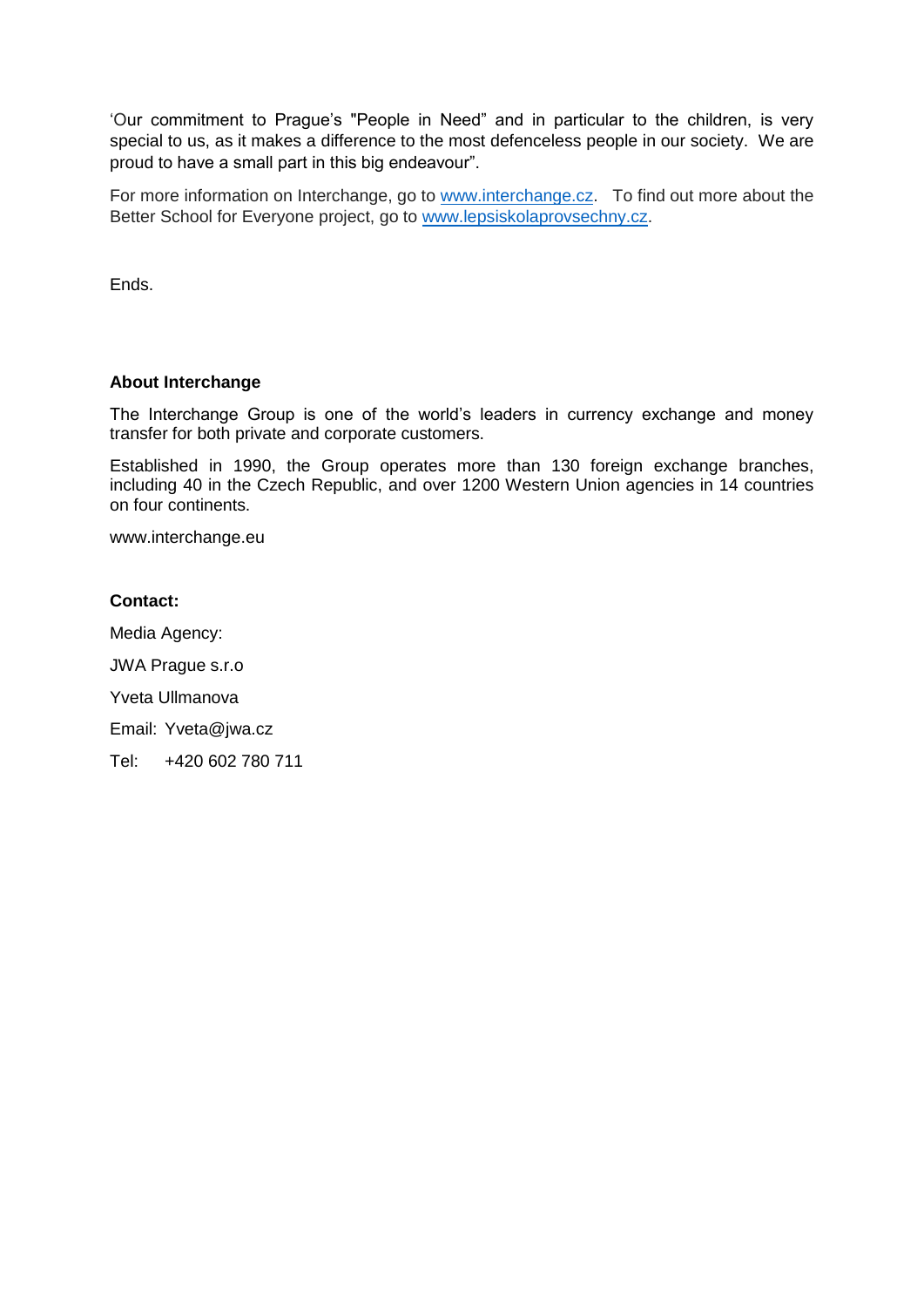'Our commitment to Prague's "People in Need" and in particular to the children, is very special to us, as it makes a difference to the most defenceless people in our society. We are proud to have a small part in this big endeavour".

For more information on Interchange, go to www.interchange.cz. To find out more about the Better School for Everyone project, go to www.lepsiskolaprovsechny.cz.

Ends.

**About Interchange**

The Interchange Group is one of the world's leaders in currency exchange and money transfer for both private and corporate customers.

Established in 1990, the Group operates more than 130 foreign exchange branches, including 40 in the Czech Republic, and over 1200 Western Union agencies in 14 countries on four continents.

www.interchange.eu

**Contact:**

Media Agency:

JWA Prague s.r.o

Yveta Ullmanova

Email: Yveta@jwa.cz

Tel: +420 602 780 711